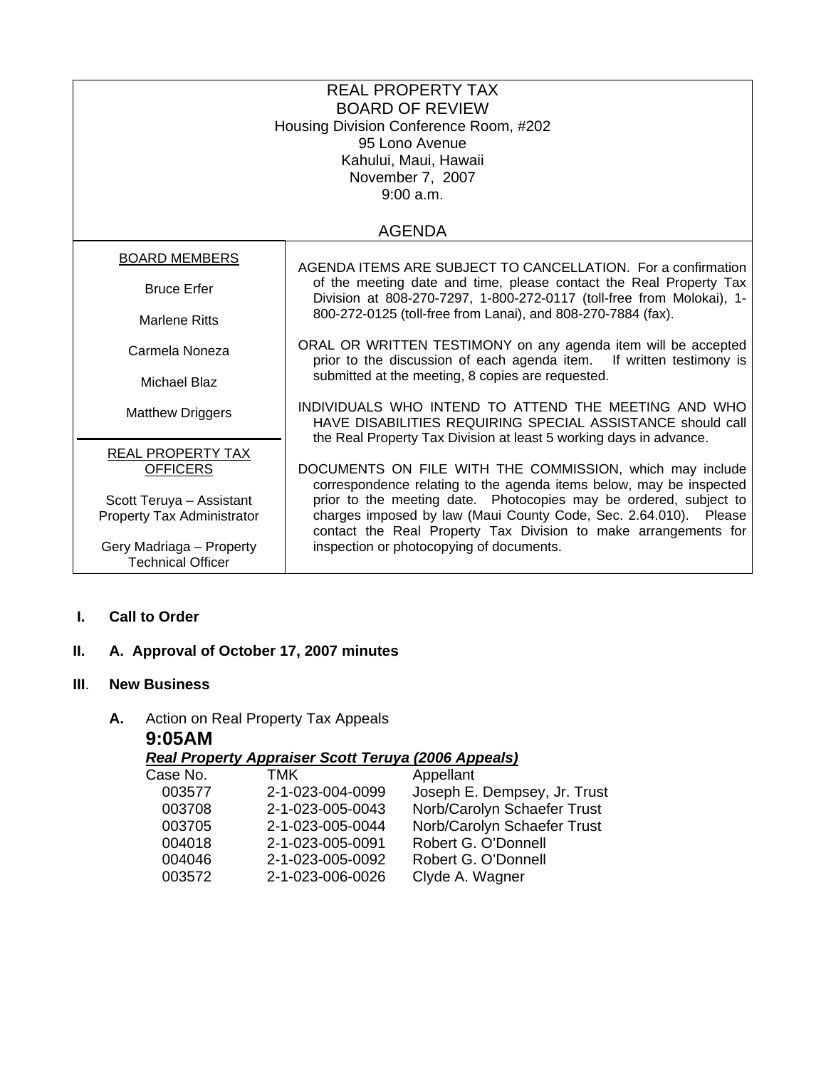# REAL PROPERTY TAX
# BOARD OF REVIEW

Housing Division Conference Room, #202
95 Lono Avenue
Kahului, Maui, Hawaii
November 7, 2007
9:00 a.m.

## AGENDA

| BOARD MEMBERS | |
|---|---|
| Bruce Erfer<br>Marlene Ritts<br>Carmela Noneza<br>Michael Blaz<br>Matthew Driggers | AGENDA ITEMS ARE SUBJECT TO CANCELLATION. For a confirmation of the meeting date and time, please contact the Real Property Tax Division at 808-270-7297, 1-800-272-0117 (toll-free from Molokai), 1-800-272-0125 (toll-free from Lanai), and 808-270-7884 (fax).<br><br>ORAL OR WRITTEN TESTIMONY on any agenda item will be accepted prior to the discussion of each agenda item. If written testimony is submitted at the meeting, 8 copies are requested.<br><br>INDIVIDUALS WHO INTEND TO ATTEND THE MEETING AND WHO HAVE DISABILITIES REQUIRING SPECIAL ASSISTANCE should call the Real Property Tax Division at least 5 working days in advance. |
| REAL PROPERTY TAX OFFICERS<br><br>Scott Teruya – Assistant Property Tax Administrator<br><br>Gery Madriaga – Property Technical Officer | DOCUMENTS ON FILE WITH THE COMMISSION, which may include correspondence relating to the agenda items below, may be inspected prior to the meeting date. Photocopies may be ordered, subject to charges imposed by law (Maui County Code, Sec. 2.64.010). Please contact the Real Property Tax Division to make arrangements for inspection or photocopying of documents. |

**I. Call to Order**

**II. A. Approval of October 17, 2007 minutes**

**III. New Business**

**A.** Action on Real Property Tax Appeals

**9:05AM**

***Real Property Appraiser Scott Teruya (2006 Appeals)***

| Case No. | TMK | Appellant |
|---|---|---|
| 003577 | 2-1-023-004-0099 | Joseph E. Dempsey, Jr. Trust |
| 003708 | 2-1-023-005-0043 | Norb/Carolyn Schaefer Trust |
| 003705 | 2-1-023-005-0044 | Norb/Carolyn Schaefer Trust |
| 004018 | 2-1-023-005-0091 | Robert G. O'Donnell |
| 004046 | 2-1-023-005-0092 | Robert G. O'Donnell |
| 003572 | 2-1-023-006-0026 | Clyde A. Wagner |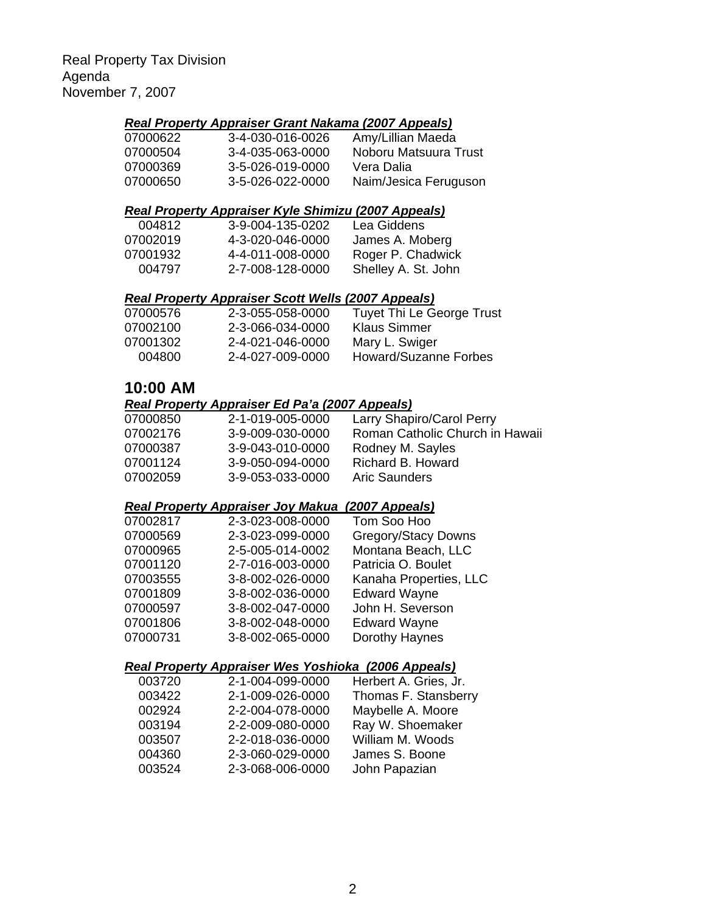Real Property Tax Division
Agenda
November 7, 2007

***Real Property Appraiser Grant Nakama (2007 Appeals)***

| | | |
|---|---|---|
| 07000622 | 3-4-030-016-0026 | Amy/Lillian Maeda |
| 07000504 | 3-4-035-063-0000 | Noboru Matsuura Trust |
| 07000369 | 3-5-026-019-0000 | Vera Dalia |
| 07000650 | 3-5-026-022-0000 | Naim/Jesica Feruguson |

***Real Property Appraiser Kyle Shimizu (2007 Appeals)***

| | | |
|---|---|---|
| 004812 | 3-9-004-135-0202 | Lea Giddens |
| 07002019 | 4-3-020-046-0000 | James A. Moberg |
| 07001932 | 4-4-011-008-0000 | Roger P. Chadwick |
| 004797 | 2-7-008-128-0000 | Shelley A. St. John |

***Real Property Appraiser Scott Wells (2007 Appeals)***

| | | |
|---|---|---|
| 07000576 | 2-3-055-058-0000 | Tuyet Thi Le George Trust |
| 07002100 | 2-3-066-034-0000 | Klaus Simmer |
| 07001302 | 2-4-021-046-0000 | Mary L. Swiger |
| 004800 | 2-4-027-009-0000 | Howard/Suzanne Forbes |

## 10:00 AM

***Real Property Appraiser Ed Pa'a (2007 Appeals)***

| | | |
|---|---|---|
| 07000850 | 2-1-019-005-0000 | Larry Shapiro/Carol Perry |
| 07002176 | 3-9-009-030-0000 | Roman Catholic Church in Hawaii |
| 07000387 | 3-9-043-010-0000 | Rodney M. Sayles |
| 07001124 | 3-9-050-094-0000 | Richard B. Howard |
| 07002059 | 3-9-053-033-0000 | Aric Saunders |

***Real Property Appraiser Joy Makua (2007 Appeals)***

| | | |
|---|---|---|
| 07002817 | 2-3-023-008-0000 | Tom Soo Hoo |
| 07000569 | 2-3-023-099-0000 | Gregory/Stacy Downs |
| 07000965 | 2-5-005-014-0002 | Montana Beach, LLC |
| 07001120 | 2-7-016-003-0000 | Patricia O. Boulet |
| 07003555 | 3-8-002-026-0000 | Kanaha Properties, LLC |
| 07001809 | 3-8-002-036-0000 | Edward Wayne |
| 07000597 | 3-8-002-047-0000 | John H. Severson |
| 07001806 | 3-8-002-048-0000 | Edward Wayne |
| 07000731 | 3-8-002-065-0000 | Dorothy Haynes |

***Real Property Appraiser Wes Yoshioka (2006 Appeals)***

| | | |
|---|---|---|
| 003720 | 2-1-004-099-0000 | Herbert A. Gries, Jr. |
| 003422 | 2-1-009-026-0000 | Thomas F. Stansberry |
| 002924 | 2-2-004-078-0000 | Maybelle A. Moore |
| 003194 | 2-2-009-080-0000 | Ray W. Shoemaker |
| 003507 | 2-2-018-036-0000 | William M. Woods |
| 004360 | 2-3-060-029-0000 | James S. Boone |
| 003524 | 2-3-068-006-0000 | John Papazian |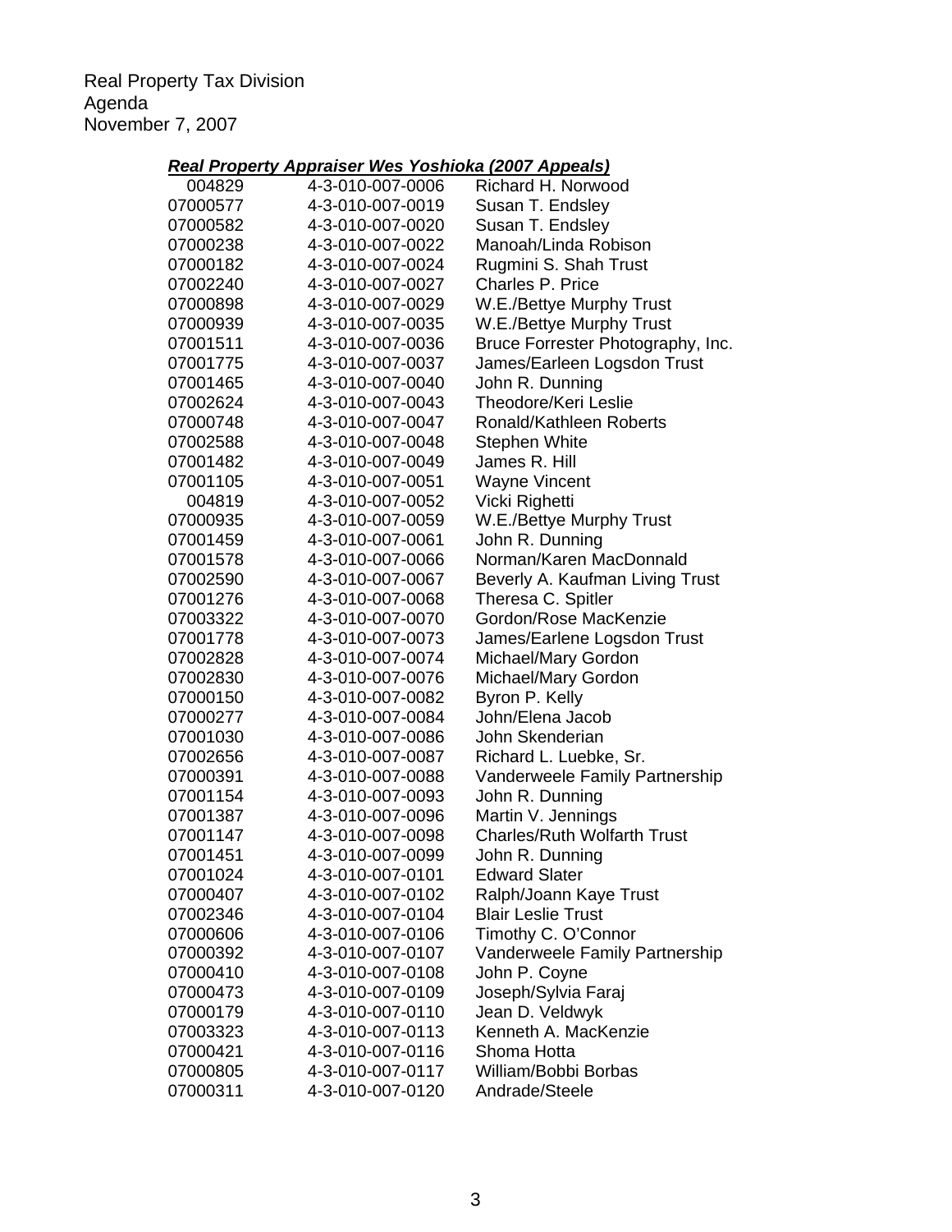Real Property Tax Division
Agenda
November 7, 2007

***Real Property Appraiser Wes Yoshioka (2007 Appeals)***

| | | |
|---|---|---|
| 004829 | 4-3-010-007-0006 | Richard H. Norwood |
| 07000577 | 4-3-010-007-0019 | Susan T. Endsley |
| 07000582 | 4-3-010-007-0020 | Susan T. Endsley |
| 07000238 | 4-3-010-007-0022 | Manoah/Linda Robison |
| 07000182 | 4-3-010-007-0024 | Rugmini S. Shah Trust |
| 07002240 | 4-3-010-007-0027 | Charles P. Price |
| 07000898 | 4-3-010-007-0029 | W.E./Bettye Murphy Trust |
| 07000939 | 4-3-010-007-0035 | W.E./Bettye Murphy Trust |
| 07001511 | 4-3-010-007-0036 | Bruce Forrester Photography, Inc. |
| 07001775 | 4-3-010-007-0037 | James/Earleen Logsdon Trust |
| 07001465 | 4-3-010-007-0040 | John R. Dunning |
| 07002624 | 4-3-010-007-0043 | Theodore/Keri Leslie |
| 07000748 | 4-3-010-007-0047 | Ronald/Kathleen Roberts |
| 07002588 | 4-3-010-007-0048 | Stephen White |
| 07001482 | 4-3-010-007-0049 | James R. Hill |
| 07001105 | 4-3-010-007-0051 | Wayne Vincent |
| 004819 | 4-3-010-007-0052 | Vicki Righetti |
| 07000935 | 4-3-010-007-0059 | W.E./Bettye Murphy Trust |
| 07001459 | 4-3-010-007-0061 | John R. Dunning |
| 07001578 | 4-3-010-007-0066 | Norman/Karen MacDonnald |
| 07002590 | 4-3-010-007-0067 | Beverly A. Kaufman Living Trust |
| 07001276 | 4-3-010-007-0068 | Theresa C. Spitler |
| 07003322 | 4-3-010-007-0070 | Gordon/Rose MacKenzie |
| 07001778 | 4-3-010-007-0073 | James/Earlene Logsdon Trust |
| 07002828 | 4-3-010-007-0074 | Michael/Mary Gordon |
| 07002830 | 4-3-010-007-0076 | Michael/Mary Gordon |
| 07000150 | 4-3-010-007-0082 | Byron P. Kelly |
| 07000277 | 4-3-010-007-0084 | John/Elena Jacob |
| 07001030 | 4-3-010-007-0086 | John Skenderian |
| 07002656 | 4-3-010-007-0087 | Richard L. Luebke, Sr. |
| 07000391 | 4-3-010-007-0088 | Vanderweele Family Partnership |
| 07001154 | 4-3-010-007-0093 | John R. Dunning |
| 07001387 | 4-3-010-007-0096 | Martin V. Jennings |
| 07001147 | 4-3-010-007-0098 | Charles/Ruth Wolfarth Trust |
| 07001451 | 4-3-010-007-0099 | John R. Dunning |
| 07001024 | 4-3-010-007-0101 | Edward Slater |
| 07000407 | 4-3-010-007-0102 | Ralph/Joann Kaye Trust |
| 07002346 | 4-3-010-007-0104 | Blair Leslie Trust |
| 07000606 | 4-3-010-007-0106 | Timothy C. O'Connor |
| 07000392 | 4-3-010-007-0107 | Vanderweele Family Partnership |
| 07000410 | 4-3-010-007-0108 | John P. Coyne |
| 07000473 | 4-3-010-007-0109 | Joseph/Sylvia Faraj |
| 07000179 | 4-3-010-007-0110 | Jean D. Veldwyk |
| 07003323 | 4-3-010-007-0113 | Kenneth A. MacKenzie |
| 07000421 | 4-3-010-007-0116 | Shoma Hotta |
| 07000805 | 4-3-010-007-0117 | William/Bobbi Borbas |
| 07000311 | 4-3-010-007-0120 | Andrade/Steele |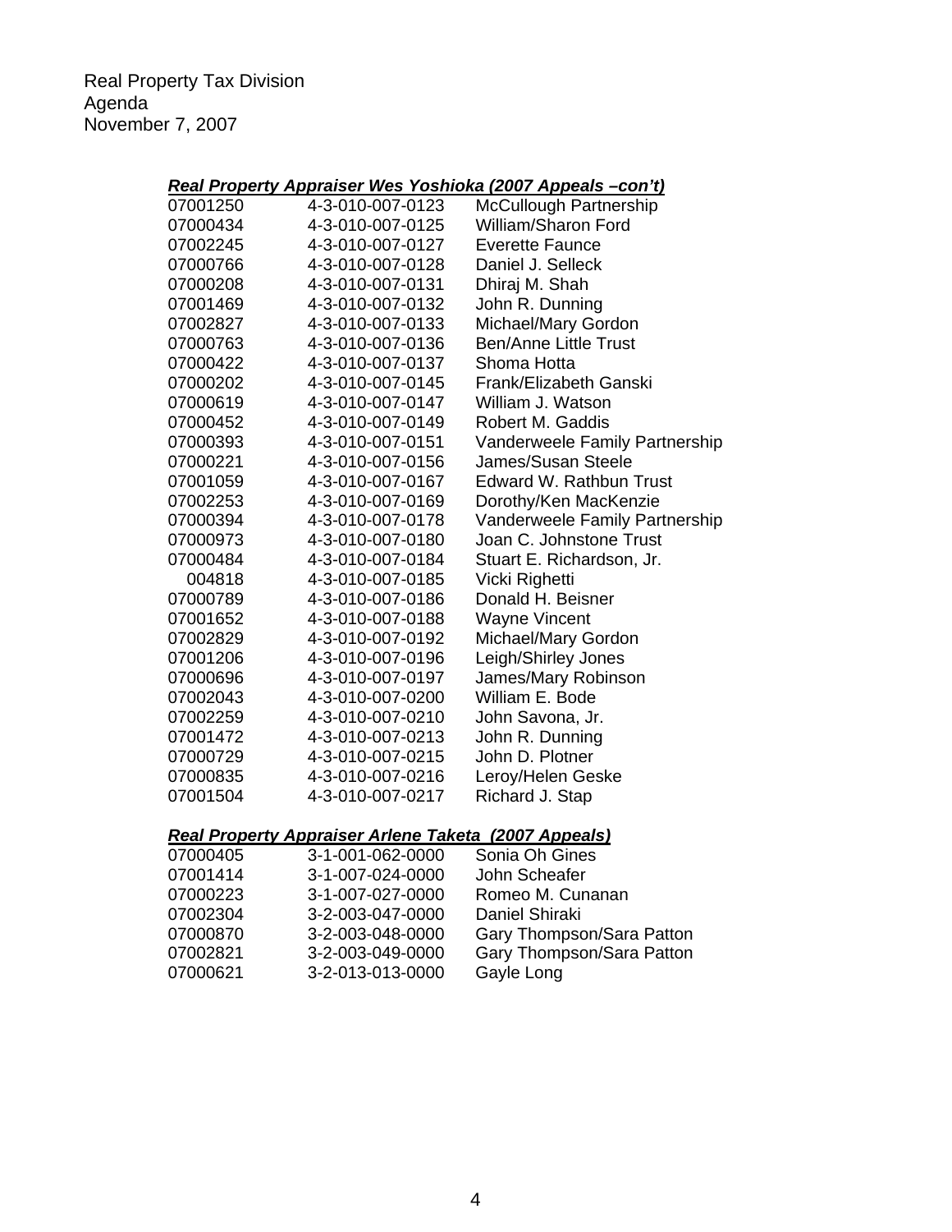Real Property Tax Division
Agenda
November 7, 2007

***Real Property Appraiser Wes Yoshioka (2007 Appeals –con't)***

| | | |
|---|---|---|
| 07001250 | 4-3-010-007-0123 | McCullough Partnership |
| 07000434 | 4-3-010-007-0125 | William/Sharon Ford |
| 07002245 | 4-3-010-007-0127 | Everette Faunce |
| 07000766 | 4-3-010-007-0128 | Daniel J. Selleck |
| 07000208 | 4-3-010-007-0131 | Dhiraj M. Shah |
| 07001469 | 4-3-010-007-0132 | John R. Dunning |
| 07002827 | 4-3-010-007-0133 | Michael/Mary Gordon |
| 07000763 | 4-3-010-007-0136 | Ben/Anne Little Trust |
| 07000422 | 4-3-010-007-0137 | Shoma Hotta |
| 07000202 | 4-3-010-007-0145 | Frank/Elizabeth Ganski |
| 07000619 | 4-3-010-007-0147 | William J. Watson |
| 07000452 | 4-3-010-007-0149 | Robert M. Gaddis |
| 07000393 | 4-3-010-007-0151 | Vanderweele Family Partnership |
| 07000221 | 4-3-010-007-0156 | James/Susan Steele |
| 07001059 | 4-3-010-007-0167 | Edward W. Rathbun Trust |
| 07002253 | 4-3-010-007-0169 | Dorothy/Ken MacKenzie |
| 07000394 | 4-3-010-007-0178 | Vanderweele Family Partnership |
| 07000973 | 4-3-010-007-0180 | Joan C. Johnstone Trust |
| 07000484 | 4-3-010-007-0184 | Stuart E. Richardson, Jr. |
| 004818 | 4-3-010-007-0185 | Vicki Righetti |
| 07000789 | 4-3-010-007-0186 | Donald H. Beisner |
| 07001652 | 4-3-010-007-0188 | Wayne Vincent |
| 07002829 | 4-3-010-007-0192 | Michael/Mary Gordon |
| 07001206 | 4-3-010-007-0196 | Leigh/Shirley Jones |
| 07000696 | 4-3-010-007-0197 | James/Mary Robinson |
| 07002043 | 4-3-010-007-0200 | William E. Bode |
| 07002259 | 4-3-010-007-0210 | John Savona, Jr. |
| 07001472 | 4-3-010-007-0213 | John R. Dunning |
| 07000729 | 4-3-010-007-0215 | John D. Plotner |
| 07000835 | 4-3-010-007-0216 | Leroy/Helen Geske |
| 07001504 | 4-3-010-007-0217 | Richard J. Stap |

***Real Property Appraiser Arlene Taketa (2007 Appeals)***

| | | |
|---|---|---|
| 07000405 | 3-1-001-062-0000 | Sonia Oh Gines |
| 07001414 | 3-1-007-024-0000 | John Scheafer |
| 07000223 | 3-1-007-027-0000 | Romeo M. Cunanan |
| 07002304 | 3-2-003-047-0000 | Daniel Shiraki |
| 07000870 | 3-2-003-048-0000 | Gary Thompson/Sara Patton |
| 07002821 | 3-2-003-049-0000 | Gary Thompson/Sara Patton |
| 07000621 | 3-2-013-013-0000 | Gayle Long |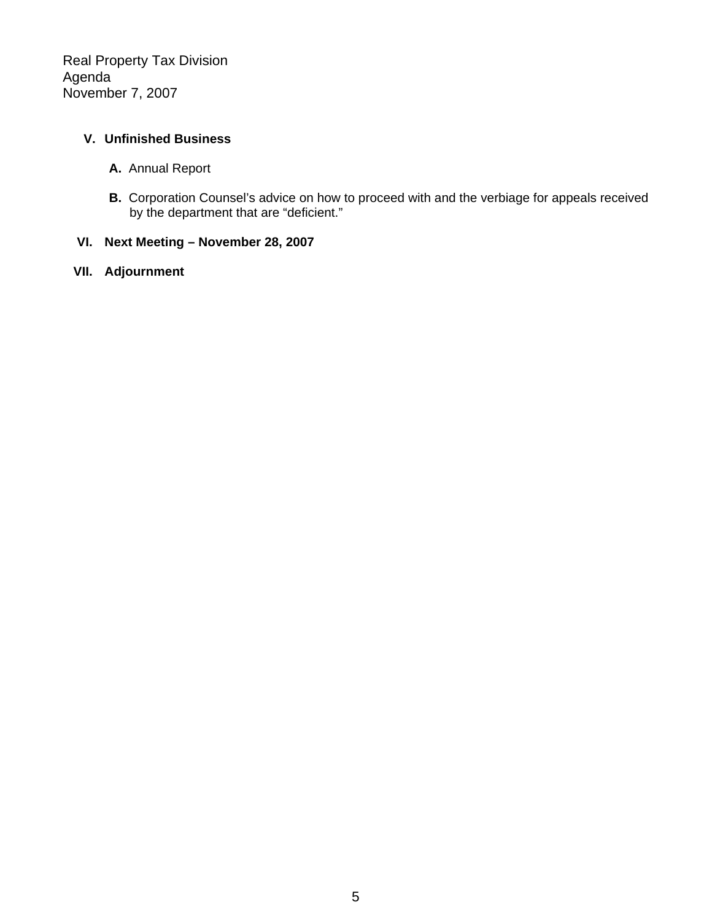Real Property Tax Division
Agenda
November 7, 2007

**V. Unfinished Business**

**A.** Annual Report

**B.** Corporation Counsel's advice on how to proceed with and the verbiage for appeals received by the department that are "deficient."

**VI. Next Meeting – November 28, 2007**

**VII. Adjournment**